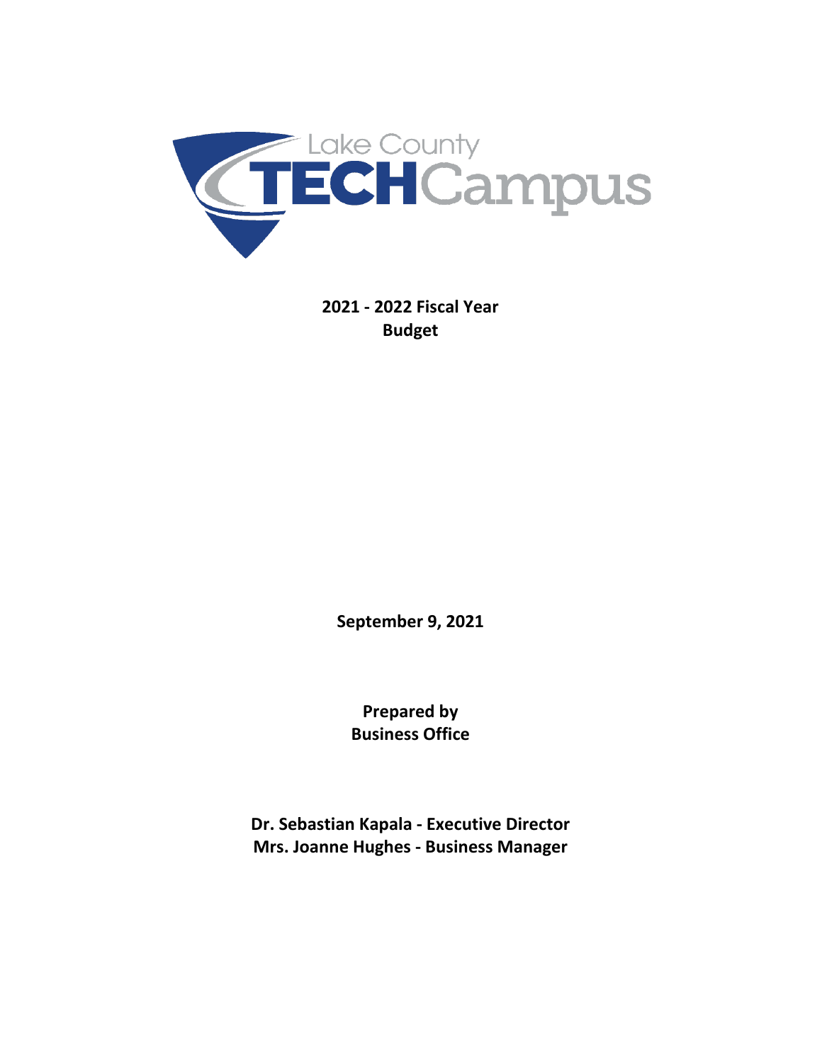Lake County TECH Campus

**2021 - 2022 Fiscal Year**
**Budget**

**September 9, 2021**

**Prepared by**
**Business Office**

**Dr. Sebastian Kapala - Executive Director**
**Mrs. Joanne Hughes - Business Manager**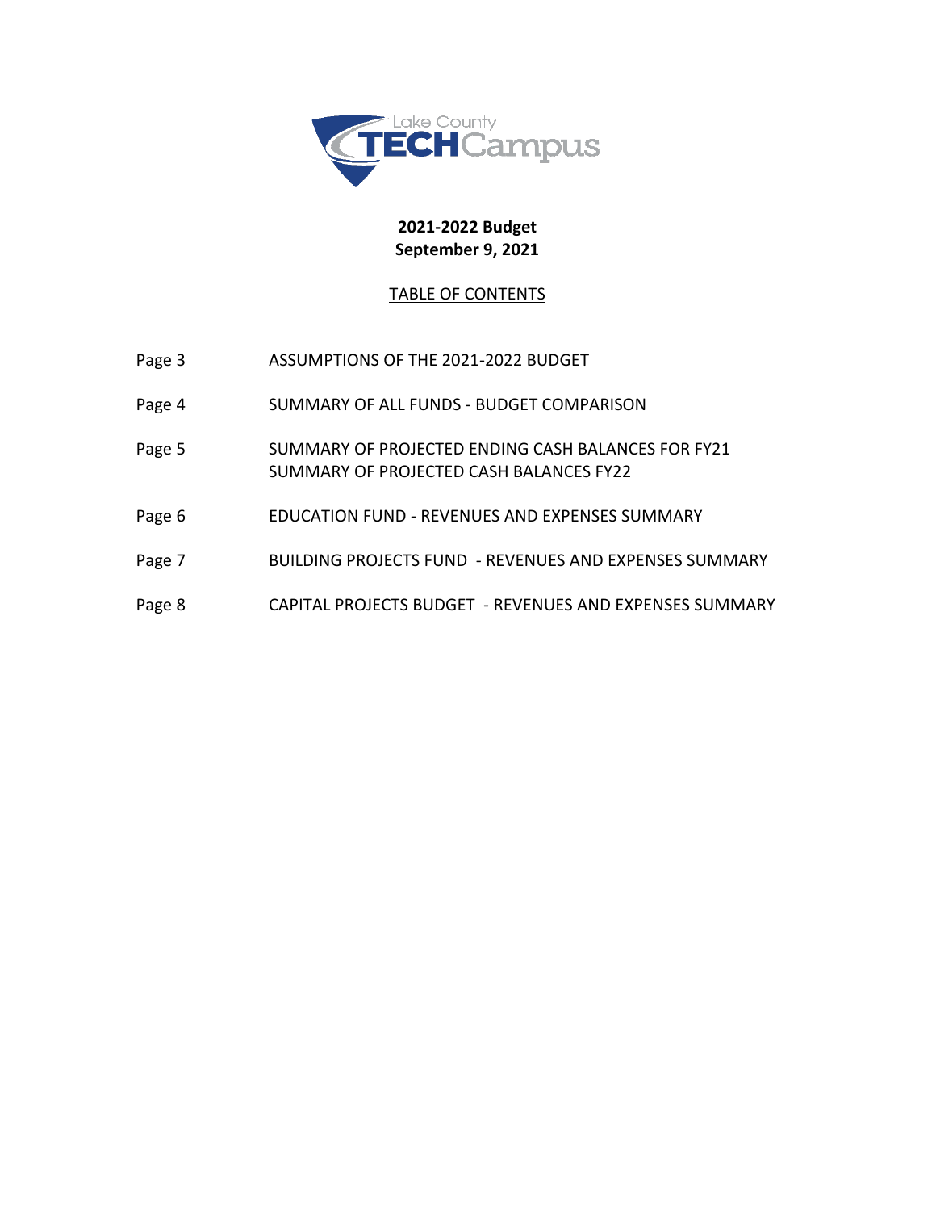Lake County TECH Campus

**2021-2022 Budget**
**September 9, 2021**

TABLE OF CONTENTS

| | |
|---|---|
| Page 3 | ASSUMPTIONS OF THE 2021-2022 BUDGET |
| Page 4 | SUMMARY OF ALL FUNDS - BUDGET COMPARISON |
| Page 5 | SUMMARY OF PROJECTED ENDING CASH BALANCES FOR FY21<br>SUMMARY OF PROJECTED CASH BALANCES FY22 |
| Page 6 | EDUCATION FUND - REVENUES AND EXPENSES SUMMARY |
| Page 7 | BUILDING PROJECTS FUND - REVENUES AND EXPENSES SUMMARY |
| Page 8 | CAPITAL PROJECTS BUDGET - REVENUES AND EXPENSES SUMMARY |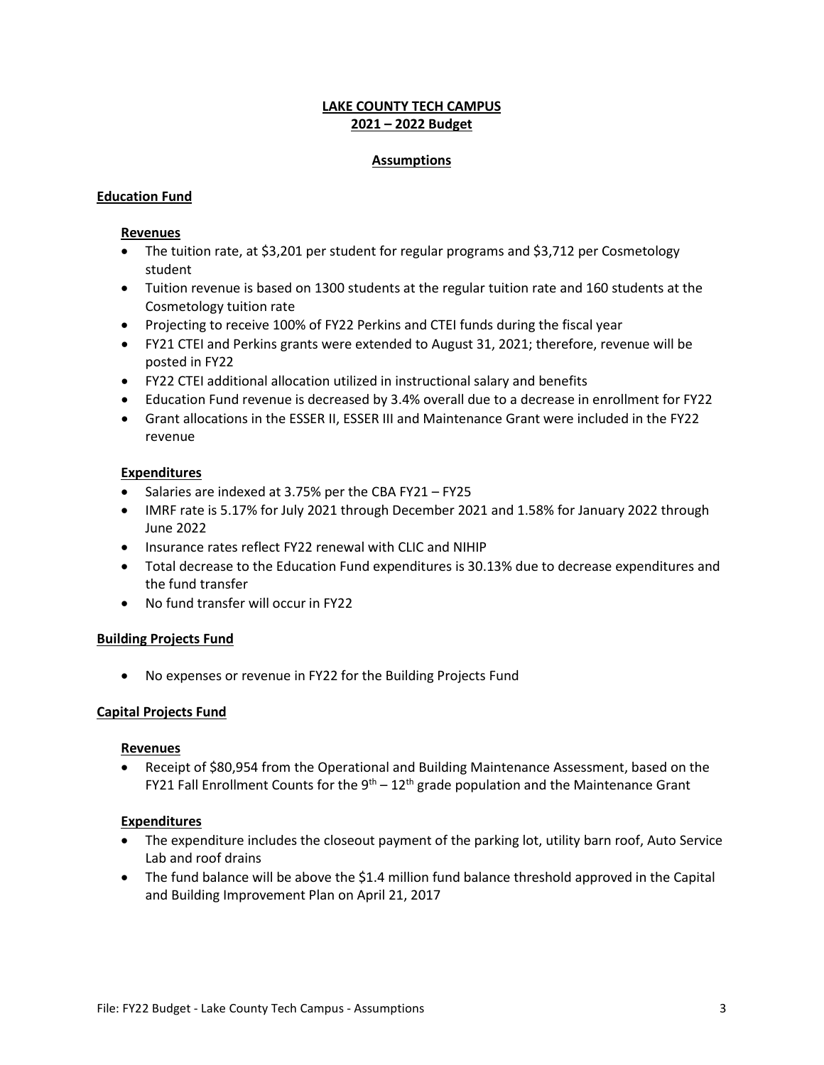# LAKE COUNTY TECH CAMPUS
## 2021 – 2022 Budget

### Assumptions

#### Education Fund

**Revenues**

- The tuition rate, at $3,201 per student for regular programs and $3,712 per Cosmetology student
- Tuition revenue is based on 1300 students at the regular tuition rate and 160 students at the Cosmetology tuition rate
- Projecting to receive 100% of FY22 Perkins and CTEI funds during the fiscal year
- FY21 CTEI and Perkins grants were extended to August 31, 2021; therefore, revenue will be posted in FY22
- FY22 CTEI additional allocation utilized in instructional salary and benefits
- Education Fund revenue is decreased by 3.4% overall due to a decrease in enrollment for FY22
- Grant allocations in the ESSER II, ESSER III and Maintenance Grant were included in the FY22 revenue

**Expenditures**

- Salaries are indexed at 3.75% per the CBA FY21 – FY25
- IMRF rate is 5.17% for July 2021 through December 2021 and 1.58% for January 2022 through June 2022
- Insurance rates reflect FY22 renewal with CLIC and NIHIP
- Total decrease to the Education Fund expenditures is 30.13% due to decrease expenditures and the fund transfer
- No fund transfer will occur in FY22

#### Building Projects Fund

- No expenses or revenue in FY22 for the Building Projects Fund

#### Capital Projects Fund

**Revenues**

- Receipt of $80,954 from the Operational and Building Maintenance Assessment, based on the FY21 Fall Enrollment Counts for the 9th – 12th grade population and the Maintenance Grant

**Expenditures**

- The expenditure includes the closeout payment of the parking lot, utility barn roof, Auto Service Lab and roof drains
- The fund balance will be above the $1.4 million fund balance threshold approved in the Capital and Building Improvement Plan on April 21, 2017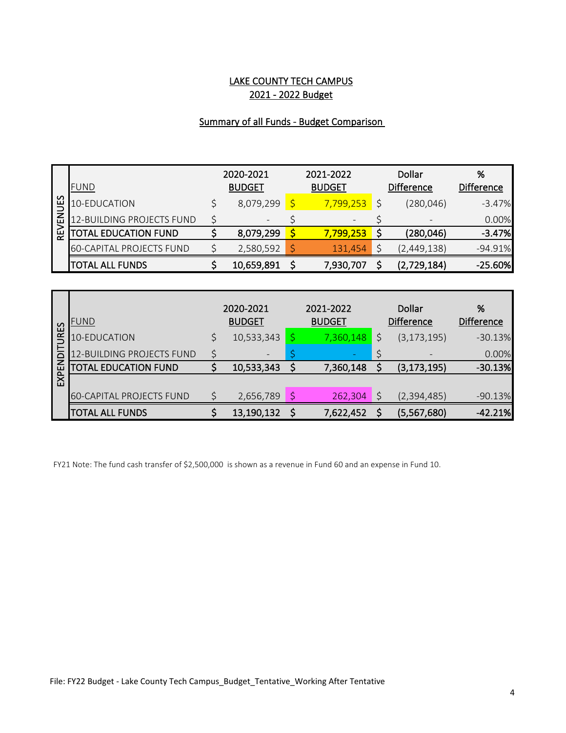# LAKE COUNTY TECH CAMPUS

## 2021 - 2022 Budget

### Summary of all Funds - Budget Comparison

| | FUND | 2020-2021 BUDGET | 2021-2022 BUDGET | Dollar Difference | % Difference |
|---|---|---|---|---|---|
| REVENUES | 10-EDUCATION | $ 8,079,299 | $ 7,799,253 | $ (280,046) | -3.47% |
| | 12-BUILDING PROJECTS FUND | $ - | $ - | $ - | 0.00% |
| | **TOTAL EDUCATION FUND** | **$ 8,079,299** | **$ 7,799,253** | **$ (280,046)** | **-3.47%** |
| | 60-CAPITAL PROJECTS FUND | $ 2,580,592 | $ 131,454 | $ (2,449,138) | -94.91% |
| | **TOTAL ALL FUNDS** | **$ 10,659,891** | **$ 7,930,707** | **$ (2,729,184)** | **-25.60%** |

| | FUND | 2020-2021 BUDGET | 2021-2022 BUDGET | Dollar Difference | % Difference |
|---|---|---|---|---|---|
| EXPENDITURES | 10-EDUCATION | $ 10,533,343 | $ 7,360,148 | $ (3,173,195) | -30.13% |
| | 12-BUILDING PROJECTS FUND | $ - | $ - | $ - | 0.00% |
| | **TOTAL EDUCATION FUND** | **$ 10,533,343** | **$ 7,360,148** | **$ (3,173,195)** | **-30.13%** |
| | 60-CAPITAL PROJECTS FUND | $ 2,656,789 | $ 262,304 | $ (2,394,485) | -90.13% |
| | **TOTAL ALL FUNDS** | **$ 13,190,132** | **$ 7,622,452** | **$ (5,567,680)** | **-42.21%** |

FY21 Note: The fund cash transfer of $2,500,000 is shown as a revenue in Fund 60 and an expense in Fund 10.

File: FY22 Budget - Lake County Tech Campus_Budget_Tentative_Working After Tentative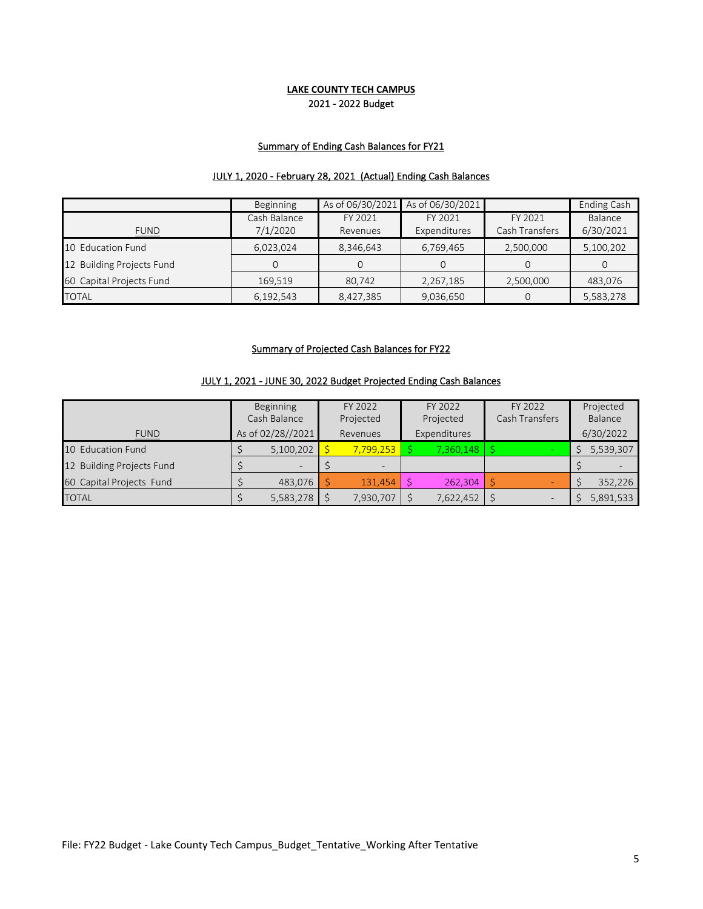**LAKE COUNTY TECH CAMPUS**

2021 - 2022 Budget

Summary of Ending Cash Balances for FY21

JULY 1, 2020 - February 28, 2021 (Actual) Ending Cash Balances

| FUND | Beginning Cash Balance 7/1/2020 | As of 06/30/2021 FY 2021 Revenues | As of 06/30/2021 FY 2021 Expenditures | FY 2021 Cash Transfers | Ending Cash Balance 6/30/2021 |
|---|---|---|---|---|---|
| 10 Education Fund | 6,023,024 | 8,346,643 | 6,769,465 | 2,500,000 | 5,100,202 |
| 12 Building Projects Fund | 0 | 0 | 0 | 0 | 0 |
| 60 Capital Projects Fund | 169,519 | 80,742 | 2,267,185 | 2,500,000 | 483,076 |
| TOTAL | 6,192,543 | 8,427,385 | 9,036,650 | 0 | 5,583,278 |

Summary of Projected Cash Balances for FY22

JULY 1, 2021 - JUNE 30, 2022 Budget Projected Ending Cash Balances

| FUND | Beginning Cash Balance As of 02/28//2021 | FY 2022 Projected Revenues | FY 2022 Projected Expenditures | FY 2022 Cash Transfers | Projected Balance 6/30/2022 |
|---|---|---|---|---|---|
| 10 Education Fund | $ 5,100,202 | $ 7,799,253 | $ 7,360,148 | $ - | $ 5,539,307 |
| 12 Building Projects Fund | $ - | $ - | | | $ - |
| 60 Capital Projects Fund | $ 483,076 | $ 131,454 | $ 262,304 | $ - | $ 352,226 |
| TOTAL | $ 5,583,278 | $ 7,930,707 | $ 7,622,452 | $ - | $ 5,891,533 |

File: FY22 Budget - Lake County Tech Campus_Budget_Tentative_Working After Tentative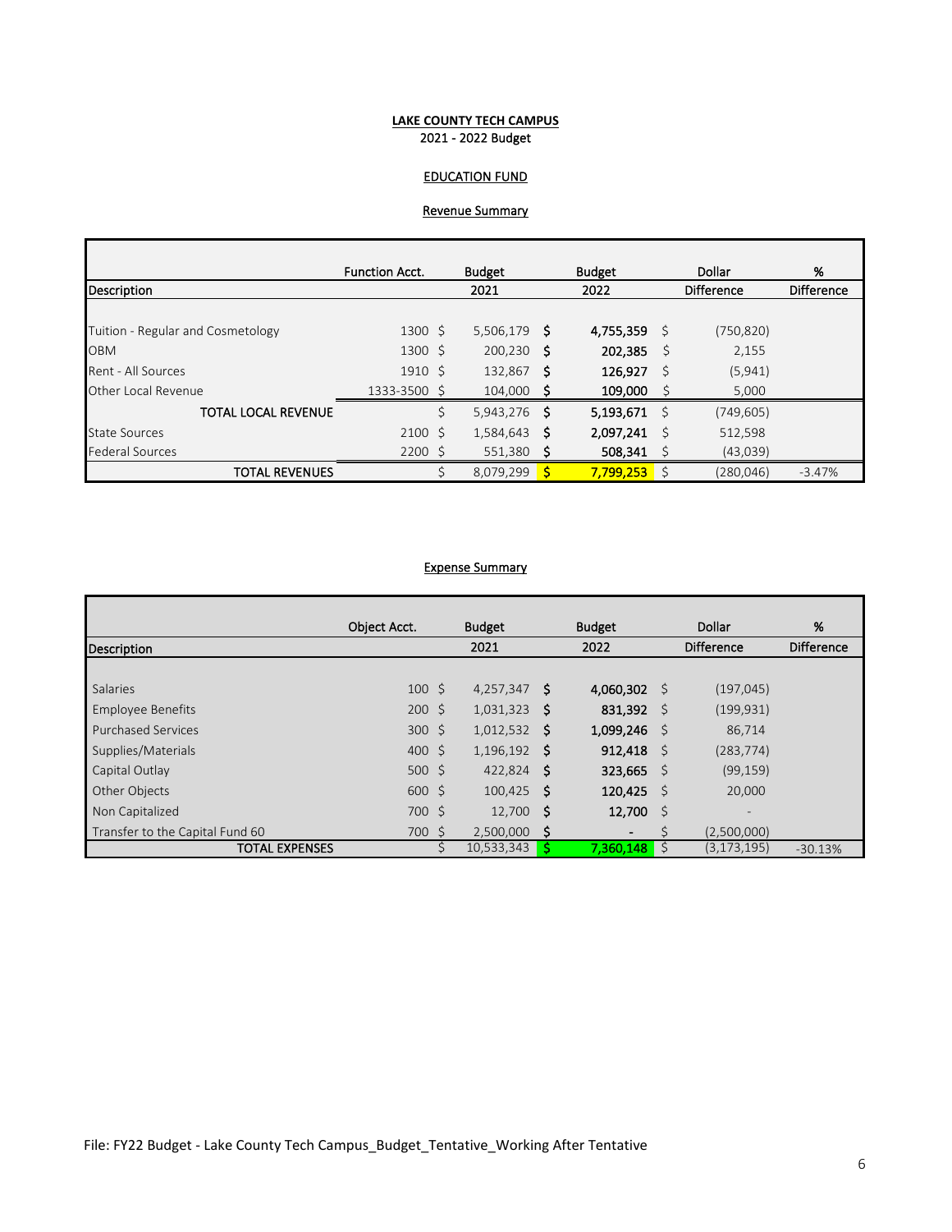**LAKE COUNTY TECH CAMPUS**
2021 - 2022 Budget

**EDUCATION FUND**

**Revenue Summary**

| Description | Function Acct. | Budget 2021 | Budget 2022 | Dollar Difference | % Difference |
|---|---|---|---|---|---|
| Tuition - Regular and Cosmetology | 1300 | $ 5,506,179 | $ 4,755,359 | $ (750,820) | |
| OBM | 1300 | $ 200,230 | $ 202,385 | $ 2,155 | |
| Rent - All Sources | 1910 | $ 132,867 | $ 126,927 | $ (5,941) | |
| Other Local Revenue | 1333-3500 | $ 104,000 | $ 109,000 | $ 5,000 | |
| TOTAL LOCAL REVENUE | | $ 5,943,276 | $ 5,193,671 | $ (749,605) | |
| State Sources | 2100 | $ 1,584,643 | $ 2,097,241 | $ 512,598 | |
| Federal Sources | 2200 | $ 551,380 | $ 508,341 | $ (43,039) | |
| TOTAL REVENUES | | $ 8,079,299 | $ 7,799,253 | $ (280,046) | -3.47% |

**Expense Summary**

| Description | Object Acct. | Budget 2021 | Budget 2022 | Dollar Difference | % Difference |
|---|---|---|---|---|---|
| Salaries | 100 | $ 4,257,347 | $ 4,060,302 | $ (197,045) | |
| Employee Benefits | 200 | $ 1,031,323 | $ 831,392 | $ (199,931) | |
| Purchased Services | 300 | $ 1,012,532 | $ 1,099,246 | $ 86,714 | |
| Supplies/Materials | 400 | $ 1,196,192 | $ 912,418 | $ (283,774) | |
| Capital Outlay | 500 | $ 422,824 | $ 323,665 | $ (99,159) | |
| Other Objects | 600 | $ 100,425 | $ 120,425 | $ 20,000 | |
| Non Capitalized | 700 | $ 12,700 | $ 12,700 | $ - | |
| Transfer to the Capital Fund 60 | 700 | $ 2,500,000 | $ - | $ (2,500,000) | |
| TOTAL EXPENSES | | $ 10,533,343 | $ 7,360,148 | $ (3,173,195) | -30.13% |

File: FY22 Budget - Lake County Tech Campus_Budget_Tentative_Working After Tentative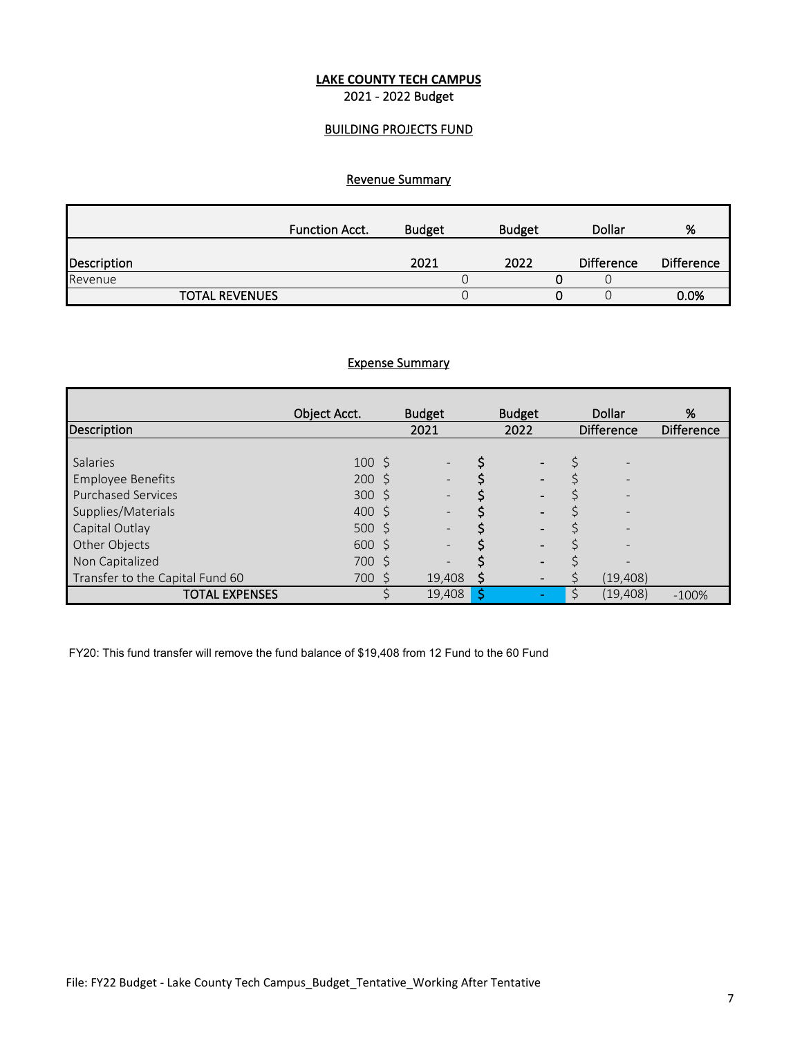**LAKE COUNTY TECH CAMPUS**
2021 - 2022 Budget

BUILDING PROJECTS FUND

## Revenue Summary

| Description | Function Acct. | Budget 2021 | Budget 2022 | Dollar Difference | % Difference |
|---|---|---|---|---|---|
| Revenue | | 0 | 0 | 0 | |
| TOTAL REVENUES | | 0 | 0 | 0 | 0.0% |

## Expense Summary

| Description | Object Acct. | Budget 2021 | Budget 2022 | Dollar Difference | % Difference |
|---|---|---|---|---|---|
| Salaries | 100 | $ - | $ - | $ - | |
| Employee Benefits | 200 | $ - | $ - | $ - | |
| Purchased Services | 300 | $ - | $ - | $ - | |
| Supplies/Materials | 400 | $ - | $ - | $ - | |
| Capital Outlay | 500 | $ - | $ - | $ - | |
| Other Objects | 600 | $ - | $ - | $ - | |
| Non Capitalized | 700 | $ - | $ - | $ - | |
| Transfer to the Capital Fund 60 | 700 | $ 19,408 | $ - | $ (19,408) | |
| TOTAL EXPENSES | | $ 19,408 | $ - | $ (19,408) | -100% |

FY20: This fund transfer will remove the fund balance of $19,408 from 12 Fund to the 60 Fund

File: FY22 Budget - Lake County Tech Campus_Budget_Tentative_Working After Tentative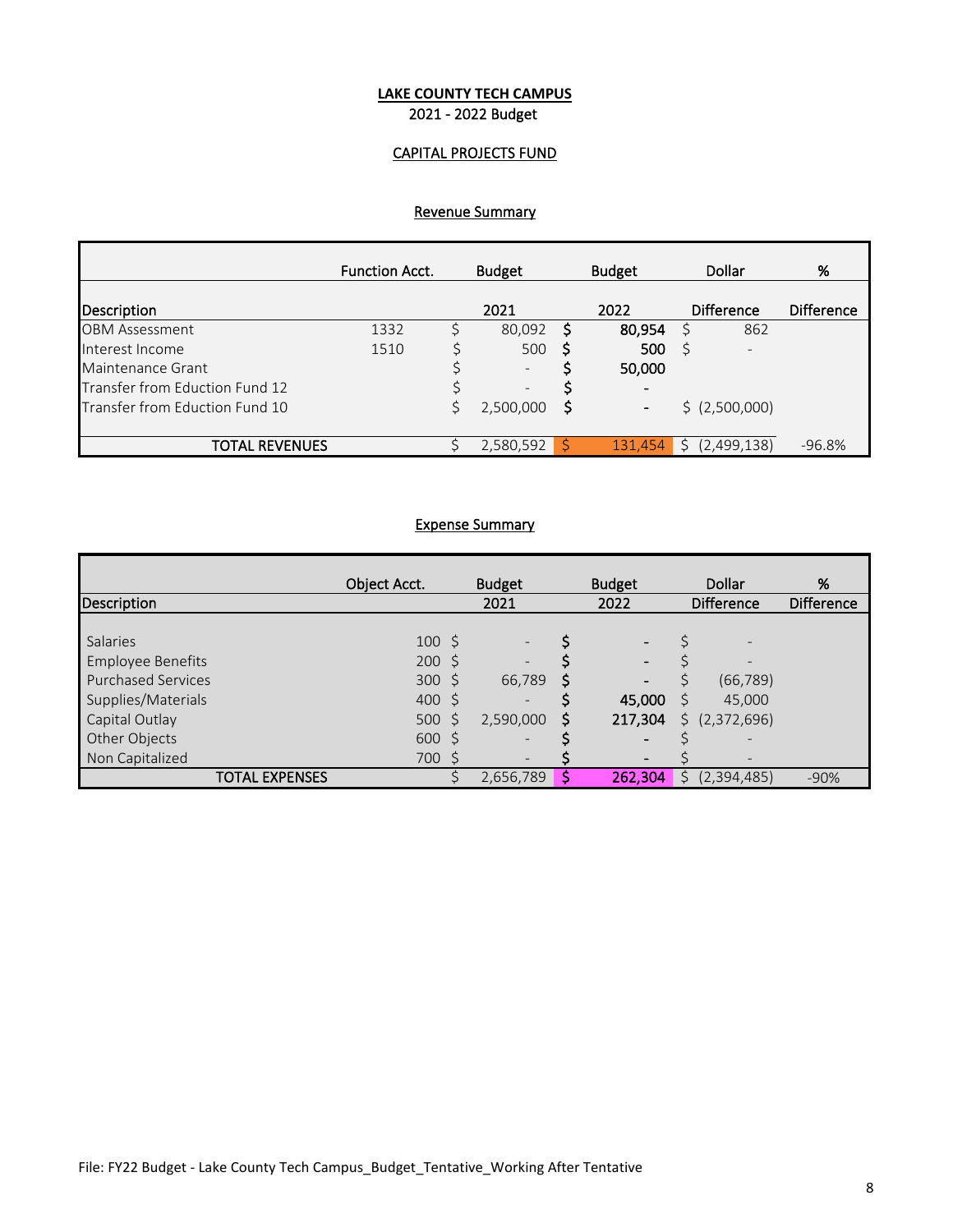**LAKE COUNTY TECH CAMPUS**

2021 - 2022 Budget

CAPITAL PROJECTS FUND

## Revenue Summary

| Description | Function Acct. | Budget 2021 | Budget 2022 | Dollar Difference | % Difference |
|---|---|---|---|---|---|
| OBM Assessment | 1332 | $ 80,092 | $ 80,954 | $ 862 | |
| Interest Income | 1510 | $ 500 | $ 500 | $ - | |
| Maintenance Grant | | $ - | $ 50,000 | | |
| Transfer from Eduction Fund 12 | | $ - | $ - | | |
| Transfer from Eduction Fund 10 | | $ 2,500,000 | $ - | $ (2,500,000) | |
| TOTAL REVENUES | | $ 2,580,592 | $ 131,454 | $ (2,499,138) | -96.8% |

## Expense Summary

| Description | Object Acct. | Budget 2021 | Budget 2022 | Dollar Difference | % Difference |
|---|---|---|---|---|---|
| Salaries | 100 | $ - | $ - | $ - | |
| Employee Benefits | 200 | $ - | $ - | $ - | |
| Purchased Services | 300 | $ 66,789 | $ - | $ (66,789) | |
| Supplies/Materials | 400 | $ - | $ 45,000 | $ 45,000 | |
| Capital Outlay | 500 | $ 2,590,000 | $ 217,304 | $ (2,372,696) | |
| Other Objects | 600 | $ - | $ - | $ - | |
| Non Capitalized | 700 | $ - | $ - | $ - | |
| TOTAL EXPENSES | | $ 2,656,789 | $ 262,304 | $ (2,394,485) | -90% |

File: FY22 Budget - Lake County Tech Campus_Budget_Tentative_Working After Tentative